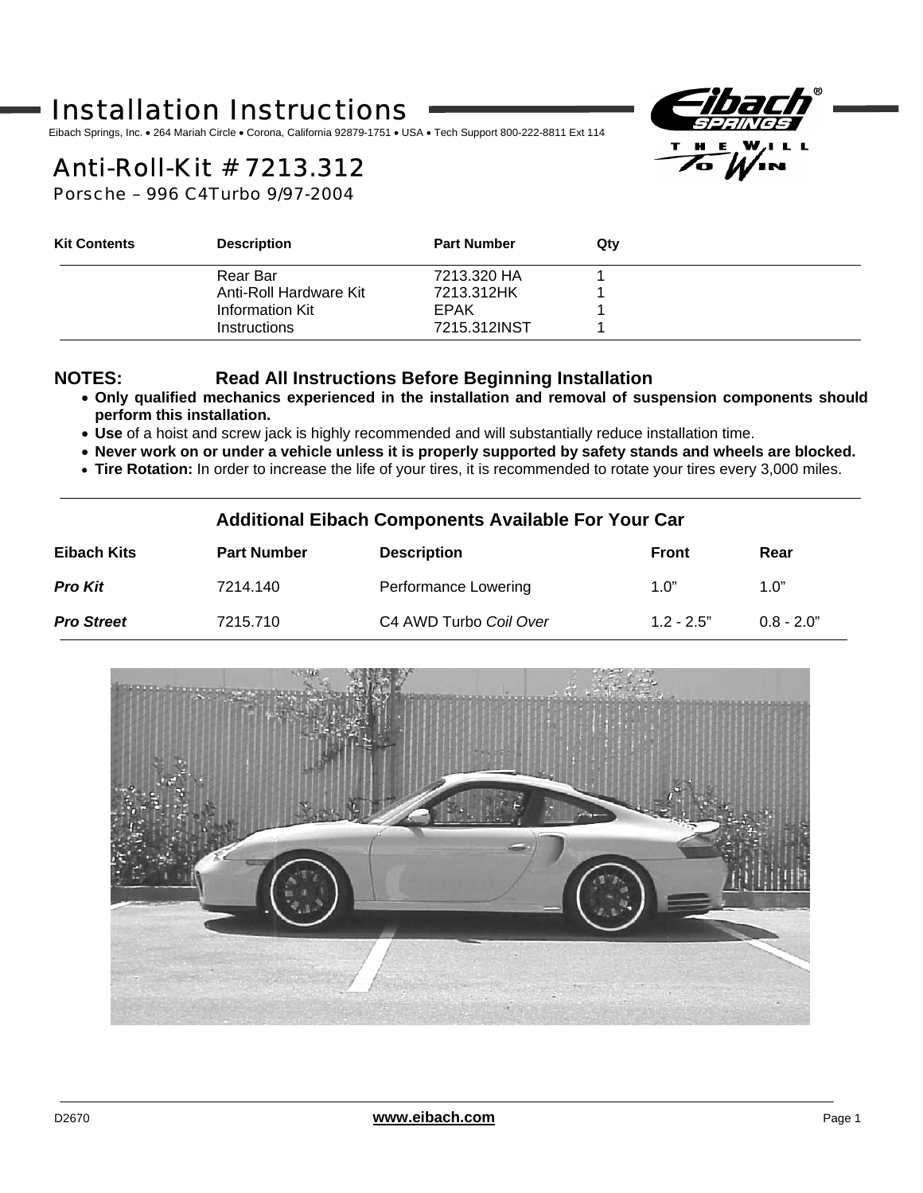# Installation Instructions

Eibach Springs, Inc. • 264 Mariah Circle • Corona, California 92879-1751 • USA • Tech Support 800-222-8811 Ext 114

## Anti-Roll-Kit # 7213.312

### Porsche – 996 C4Turbo 9/97-2004

| Kit Contents | Description | Part Number | Qty |
|---|---|---|---|
| | Rear Bar | 7213.320 HA | 1 |
| | Anti-Roll Hardware Kit | 7213.312HK | 1 |
| | Information Kit | EPAK | 1 |
| | Instructions | 7215.312INST | 1 |

**NOTES: Read All Instructions Before Beginning Installation**

- **Only qualified mechanics experienced in the installation and removal of suspension components should perform this installation.**
- **Use** of a hoist and screw jack is highly recommended and will substantially reduce installation time.
- **Never work on or under a vehicle unless it is properly supported by safety stands and wheels are blocked.**
- **Tire Rotation:** In order to increase the life of your tires, it is recommended to rotate your tires every 3,000 miles.

**Additional Eibach Components Available For Your Car**

| Eibach Kits | Part Number | Description | Front | Rear |
|---|---|---|---|---|
| ***Pro Kit*** | 7214.140 | Performance Lowering | 1.0” | 1.0” |
| ***Pro Street*** | 7215.710 | C4 AWD Turbo *Coil Over* | 1.2 - 2.5” | 0.8 - 2.0” |

D2670

www.eibach.com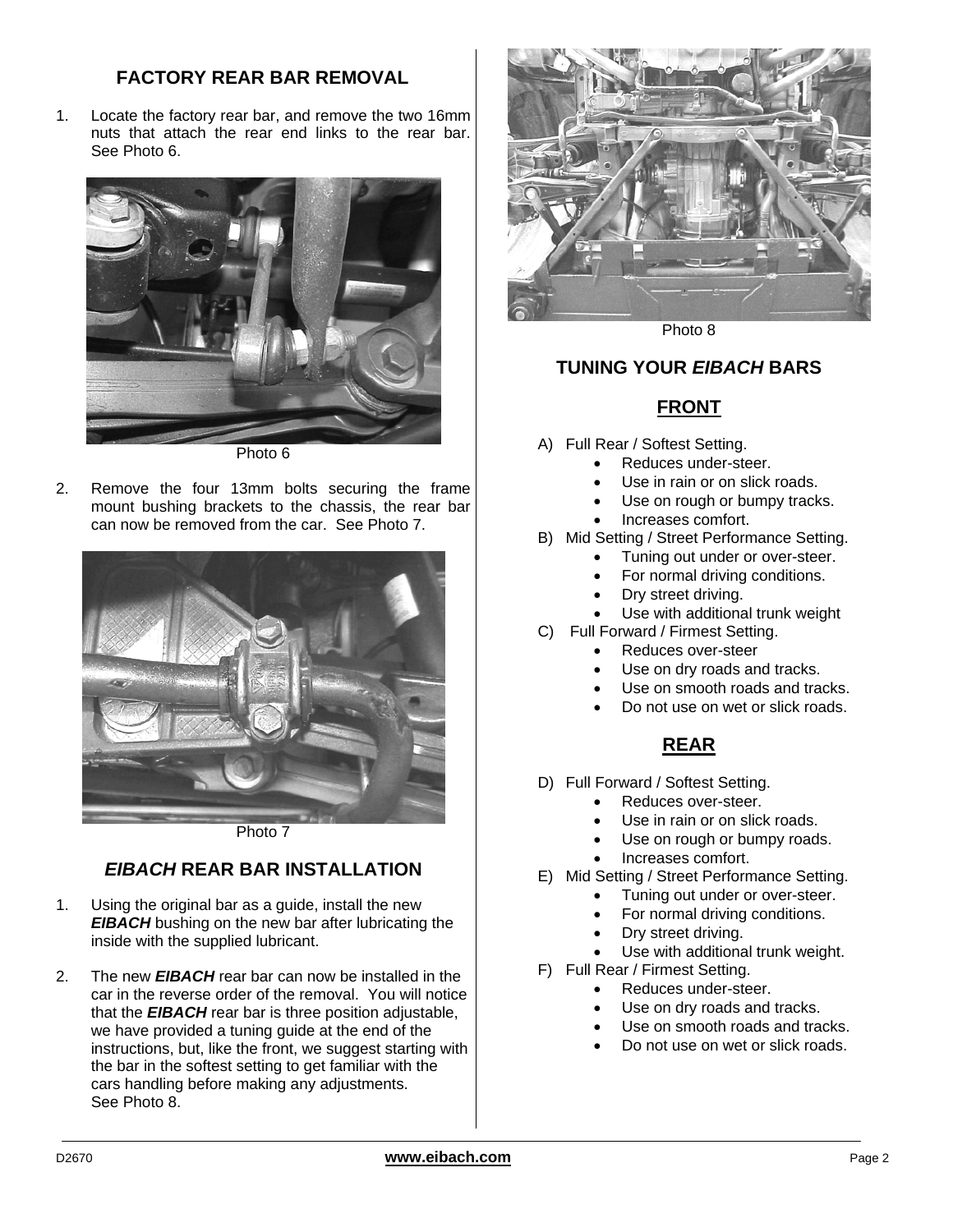## FACTORY REAR BAR REMOVAL

1. Locate the factory rear bar, and remove the two 16mm nuts that attach the rear end links to the rear bar. See Photo 6.

Photo 6

2. Remove the four 13mm bolts securing the frame mount bushing brackets to the chassis, the rear bar can now be removed from the car. See Photo 7.

Photo 7

## *EIBACH* REAR BAR INSTALLATION

1. Using the original bar as a guide, install the new ***EIBACH*** bushing on the new bar after lubricating the inside with the supplied lubricant.

2. The new ***EIBACH*** rear bar can now be installed in the car in the reverse order of the removal. You will notice that the ***EIBACH*** rear bar is three position adjustable, we have provided a tuning guide at the end of the instructions, but, like the front, we suggest starting with the bar in the softest setting to get familiar with the cars handling before making any adjustments. See Photo 8.

Photo 8

## TUNING YOUR *EIBACH* BARS

### FRONT

A) Full Rear / Softest Setting.
- Reduces under-steer.
- Use in rain or on slick roads.
- Use on rough or bumpy tracks.
- Increases comfort.

B) Mid Setting / Street Performance Setting.
- Tuning out under or over-steer.
- For normal driving conditions.
- Dry street driving.
- Use with additional trunk weight

C) Full Forward / Firmest Setting.
- Reduces over-steer
- Use on dry roads and tracks.
- Use on smooth roads and tracks.
- Do not use on wet or slick roads.

### REAR

D) Full Forward / Softest Setting.
- Reduces over-steer.
- Use in rain or on slick roads.
- Use on rough or bumpy roads.
- Increases comfort.

E) Mid Setting / Street Performance Setting.
- Tuning out under or over-steer.
- For normal driving conditions.
- Dry street driving.
- Use with additional trunk weight.

F) Full Rear / Firmest Setting.
- Reduces under-steer.
- Use on dry roads and tracks.
- Use on smooth roads and tracks.
- Do not use on wet or slick roads.